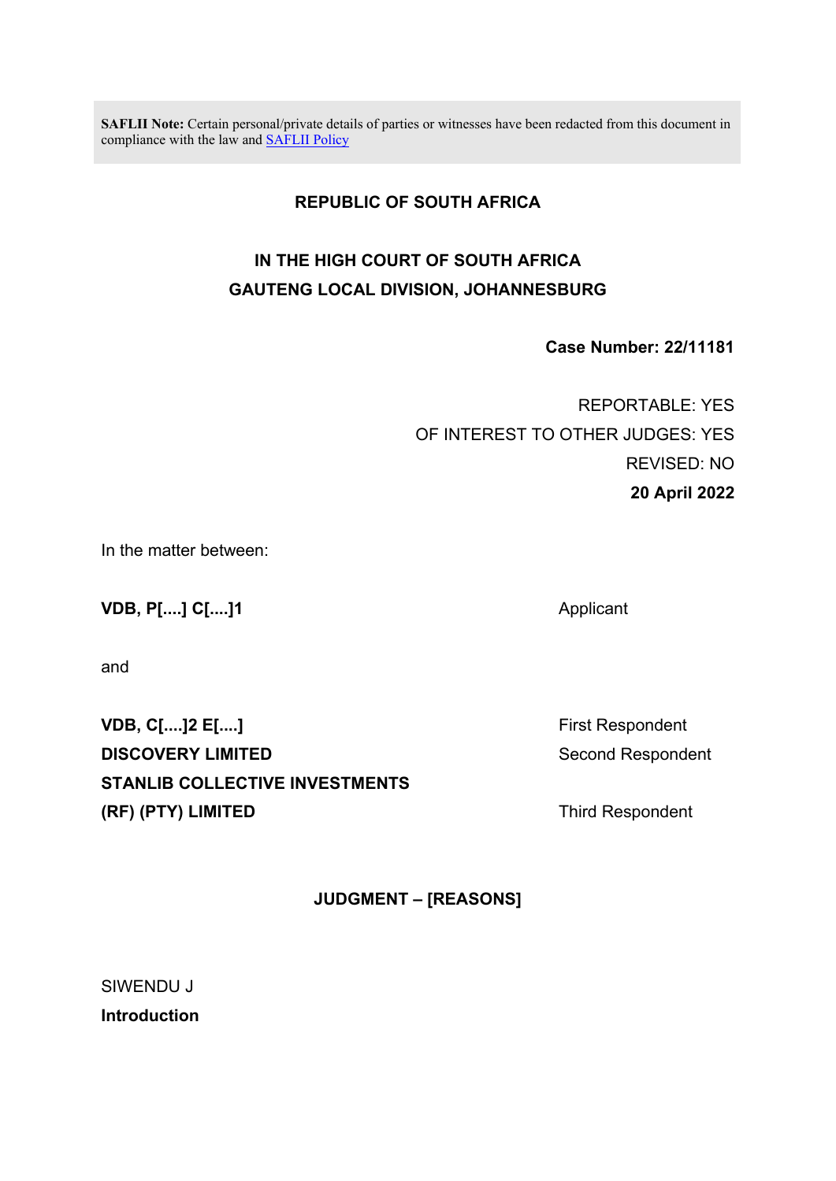**SAFLII Note:** Certain personal/private details of parties or witnesses have been redacted from this document in compliance with the law and [SAFLII Policy](SAFLII Policy)

**REPUBLIC OF SOUTH AFRICA**

**IN THE HIGH COURT OF SOUTH AFRICA**
**GAUTENG LOCAL DIVISION, JOHANNESBURG**

**Case Number: 22/11181**

REPORTABLE: YES
OF INTEREST TO OTHER JUDGES: YES
REVISED: NO
**20 April 2022**

In the matter between:

| | |
|---|---|
| **VDB, P[....] C[....]1** | Applicant |
| and | |
| **VDB, C[....]2 E[....]** | First Respondent |
| **DISCOVERY LIMITED** | Second Respondent |
| **STANLIB COLLECTIVE INVESTMENTS (RF) (PTY) LIMITED** | Third Respondent |

**JUDGMENT – [REASONS]**

SIWENDU J

**Introduction**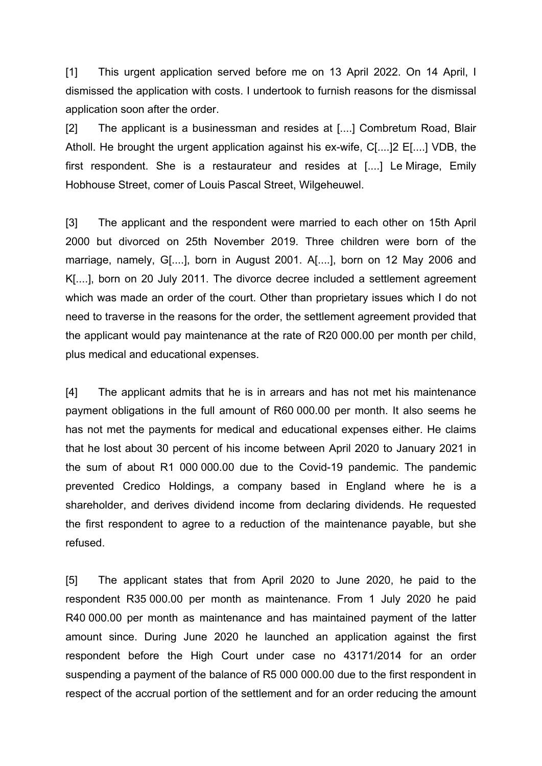[1] This urgent application served before me on 13 April 2022. On 14 April, I dismissed the application with costs. I undertook to furnish reasons for the dismissal application soon after the order.

[2] The applicant is a businessman and resides at [....] Combretum Road, Blair Atholl. He brought the urgent application against his ex-wife, C[....]2 E[....] VDB, the first respondent. She is a restaurateur and resides at [....] Le Mirage, Emily Hobhouse Street, comer of Louis Pascal Street, Wilgeheuwel.

[3] The applicant and the respondent were married to each other on 15th April 2000 but divorced on 25th November 2019. Three children were born of the marriage, namely, G[....], born in August 2001. A[....], born on 12 May 2006 and K[....], born on 20 July 2011. The divorce decree included a settlement agreement which was made an order of the court. Other than proprietary issues which I do not need to traverse in the reasons for the order, the settlement agreement provided that the applicant would pay maintenance at the rate of R20 000.00 per month per child, plus medical and educational expenses.

[4] The applicant admits that he is in arrears and has not met his maintenance payment obligations in the full amount of R60 000.00 per month. It also seems he has not met the payments for medical and educational expenses either. He claims that he lost about 30 percent of his income between April 2020 to January 2021 in the sum of about R1 000 000.00 due to the Covid-19 pandemic. The pandemic prevented Credico Holdings, a company based in England where he is a shareholder, and derives dividend income from declaring dividends. He requested the first respondent to agree to a reduction of the maintenance payable, but she refused.

[5] The applicant states that from April 2020 to June 2020, he paid to the respondent R35 000.00 per month as maintenance. From 1 July 2020 he paid R40 000.00 per month as maintenance and has maintained payment of the latter amount since. During June 2020 he launched an application against the first respondent before the High Court under case no 43171/2014 for an order suspending a payment of the balance of R5 000 000.00 due to the first respondent in respect of the accrual portion of the settlement and for an order reducing the amount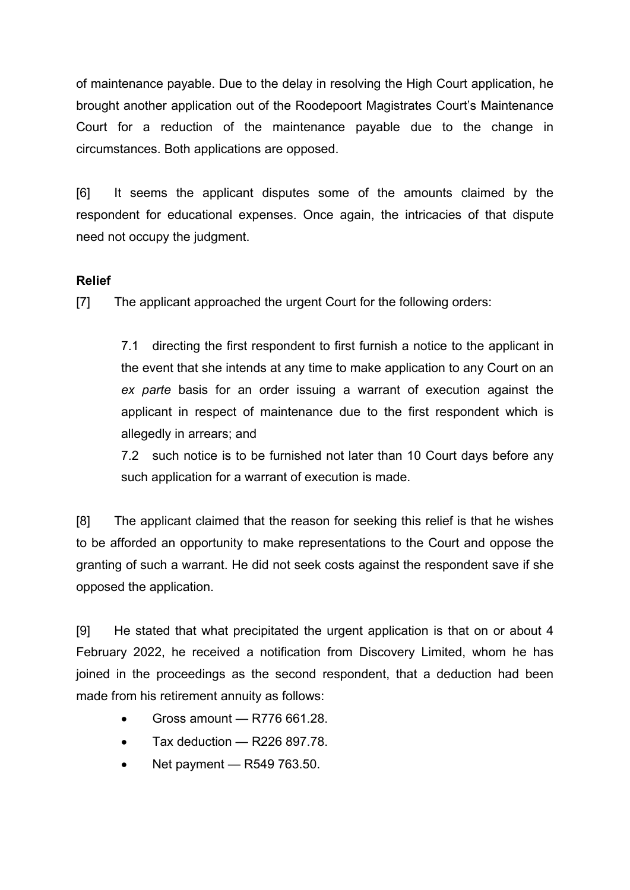of maintenance payable. Due to the delay in resolving the High Court application, he brought another application out of the Roodepoort Magistrates Court's Maintenance Court for a reduction of the maintenance payable due to the change in circumstances. Both applications are opposed.

[6] It seems the applicant disputes some of the amounts claimed by the respondent for educational expenses. Once again, the intricacies of that dispute need not occupy the judgment.

**Relief**

[7] The applicant approached the urgent Court for the following orders:

> 7.1 directing the first respondent to first furnish a notice to the applicant in the event that she intends at any time to make application to any Court on an *ex parte* basis for an order issuing a warrant of execution against the applicant in respect of maintenance due to the first respondent which is allegedly in arrears; and
>
> 7.2 such notice is to be furnished not later than 10 Court days before any such application for a warrant of execution is made.

[8] The applicant claimed that the reason for seeking this relief is that he wishes to be afforded an opportunity to make representations to the Court and oppose the granting of such a warrant. He did not seek costs against the respondent save if she opposed the application.

[9] He stated that what precipitated the urgent application is that on or about 4 February 2022, he received a notification from Discovery Limited, whom he has joined in the proceedings as the second respondent, that a deduction had been made from his retirement annuity as follows:

- Gross amount — R776 661.28.
- Tax deduction — R226 897.78.
- Net payment — R549 763.50.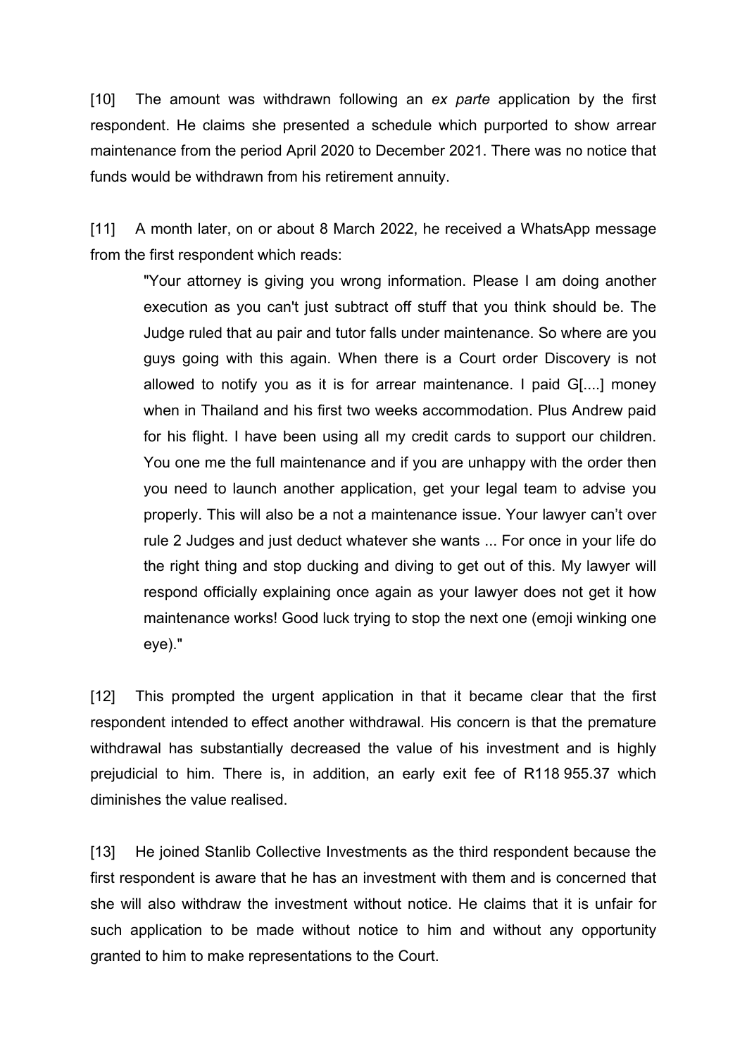[10] The amount was withdrawn following an *ex parte* application by the first respondent. He claims she presented a schedule which purported to show arrear maintenance from the period April 2020 to December 2021. There was no notice that funds would be withdrawn from his retirement annuity.

[11] A month later, on or about 8 March 2022, he received a WhatsApp message from the first respondent which reads:

> "Your attorney is giving you wrong information. Please I am doing another execution as you can't just subtract off stuff that you think should be. The Judge ruled that au pair and tutor falls under maintenance. So where are you guys going with this again. When there is a Court order Discovery is not allowed to notify you as it is for arrear maintenance. I paid G[....] money when in Thailand and his first two weeks accommodation. Plus Andrew paid for his flight. I have been using all my credit cards to support our children. You one me the full maintenance and if you are unhappy with the order then you need to launch another application, get your legal team to advise you properly. This will also be a not a maintenance issue. Your lawyer can't over rule 2 Judges and just deduct whatever she wants ... For once in your life do the right thing and stop ducking and diving to get out of this. My lawyer will respond officially explaining once again as your lawyer does not get it how maintenance works! Good luck trying to stop the next one (emoji winking one eye)."

[12] This prompted the urgent application in that it became clear that the first respondent intended to effect another withdrawal. His concern is that the premature withdrawal has substantially decreased the value of his investment and is highly prejudicial to him. There is, in addition, an early exit fee of R118 955.37 which diminishes the value realised.

[13] He joined Stanlib Collective Investments as the third respondent because the first respondent is aware that he has an investment with them and is concerned that she will also withdraw the investment without notice. He claims that it is unfair for such application to be made without notice to him and without any opportunity granted to him to make representations to the Court.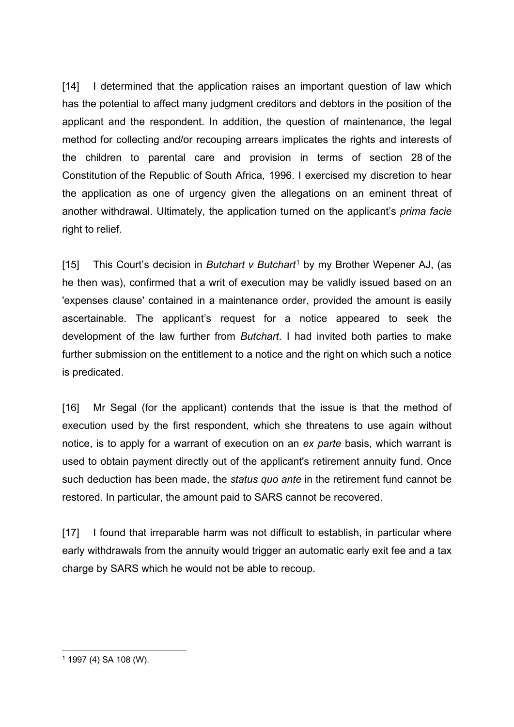[14] I determined that the application raises an important question of law which has the potential to affect many judgment creditors and debtors in the position of the applicant and the respondent. In addition, the question of maintenance, the legal method for collecting and/or recouping arrears implicates the rights and interests of the children to parental care and provision in terms of section 28 of the Constitution of the Republic of South Africa, 1996. I exercised my discretion to hear the application as one of urgency given the allegations on an eminent threat of another withdrawal. Ultimately, the application turned on the applicant's *prima facie* right to relief.

[15] This Court's decision in *Butchart v Butchart*[1] by my Brother Wepener AJ, (as he then was), confirmed that a writ of execution may be validly issued based on an 'expenses clause' contained in a maintenance order, provided the amount is easily ascertainable. The applicant's request for a notice appeared to seek the development of the law further from *Butchart*. I had invited both parties to make further submission on the entitlement to a notice and the right on which such a notice is predicated.

[16] Mr Segal (for the applicant) contends that the issue is that the method of execution used by the first respondent, which she threatens to use again without notice, is to apply for a warrant of execution on an *ex parte* basis, which warrant is used to obtain payment directly out of the applicant's retirement annuity fund. Once such deduction has been made, the *status quo ante* in the retirement fund cannot be restored. In particular, the amount paid to SARS cannot be recovered.

[17] I found that irreparable harm was not difficult to establish, in particular where early withdrawals from the annuity would trigger an automatic early exit fee and a tax charge by SARS which he would not be able to recoup.

---

[1] 1997 (4) SA 108 (W).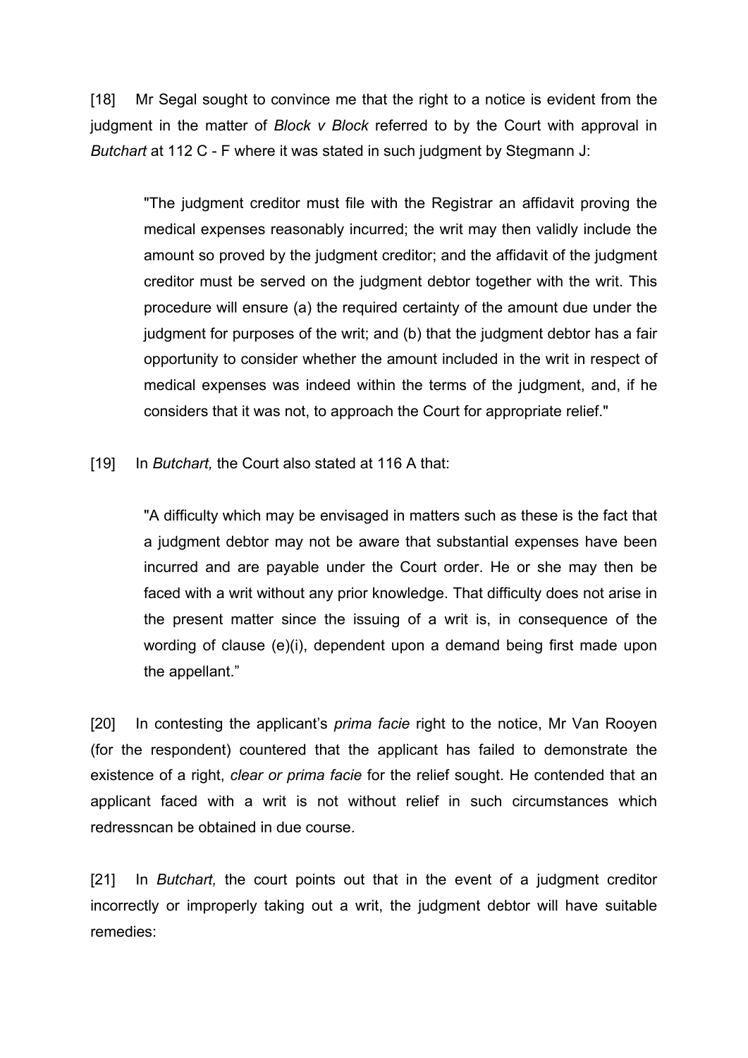[18] Mr Segal sought to convince me that the right to a notice is evident from the judgment in the matter of *Block v Block* referred to by the Court with approval in *Butchart* at 112 C - F where it was stated in such judgment by Stegmann J:

> "The judgment creditor must file with the Registrar an affidavit proving the medical expenses reasonably incurred; the writ may then validly include the amount so proved by the judgment creditor; and the affidavit of the judgment creditor must be served on the judgment debtor together with the writ. This procedure will ensure (a) the required certainty of the amount due under the judgment for purposes of the writ; and (b) that the judgment debtor has a fair opportunity to consider whether the amount included in the writ in respect of medical expenses was indeed within the terms of the judgment, and, if he considers that it was not, to approach the Court for appropriate relief."

[19] In *Butchart,* the Court also stated at 116 A that:

> "A difficulty which may be envisaged in matters such as these is the fact that a judgment debtor may not be aware that substantial expenses have been incurred and are payable under the Court order. He or she may then be faced with a writ without any prior knowledge. That difficulty does not arise in the present matter since the issuing of a writ is, in consequence of the wording of clause (e)(i), dependent upon a demand being first made upon the appellant."

[20] In contesting the applicant's *prima facie* right to the notice, Mr Van Rooyen (for the respondent) countered that the applicant has failed to demonstrate the existence of a right, *clear or prima facie* for the relief sought. He contended that an applicant faced with a writ is not without relief in such circumstances which redressncan be obtained in due course.

[21] In *Butchart,* the court points out that in the event of a judgment creditor incorrectly or improperly taking out a writ, the judgment debtor will have suitable remedies: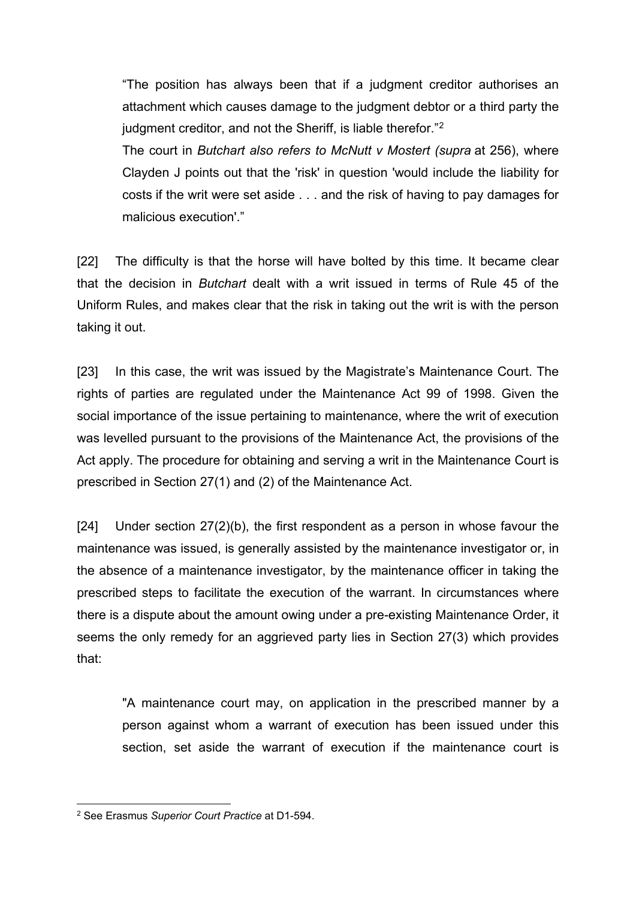> "The position has always been that if a judgment creditor authorises an attachment which causes damage to the judgment debtor or a third party the judgment creditor, and not the Sheriff, is liable therefor."[2]
>
> The court in *Butchart also refers to McNutt v Mostert (supra* at 256), where Clayden J points out that the 'risk' in question 'would include the liability for costs if the writ were set aside . . . and the risk of having to pay damages for malicious execution'."

[22] The difficulty is that the horse will have bolted by this time. It became clear that the decision in *Butchart* dealt with a writ issued in terms of Rule 45 of the Uniform Rules, and makes clear that the risk in taking out the writ is with the person taking it out.

[23] In this case, the writ was issued by the Magistrate's Maintenance Court. The rights of parties are regulated under the Maintenance Act 99 of 1998. Given the social importance of the issue pertaining to maintenance, where the writ of execution was levelled pursuant to the provisions of the Maintenance Act, the provisions of the Act apply. The procedure for obtaining and serving a writ in the Maintenance Court is prescribed in Section 27(1) and (2) of the Maintenance Act.

[24] Under section 27(2)(b), the first respondent as a person in whose favour the maintenance was issued, is generally assisted by the maintenance investigator or, in the absence of a maintenance investigator, by the maintenance officer in taking the prescribed steps to facilitate the execution of the warrant. In circumstances where there is a dispute about the amount owing under a pre-existing Maintenance Order, it seems the only remedy for an aggrieved party lies in Section 27(3) which provides that:

> "A maintenance court may, on application in the prescribed manner by a person against whom a warrant of execution has been issued under this section, set aside the warrant of execution if the maintenance court is

---

[2] See Erasmus *Superior Court Practice* at D1-594.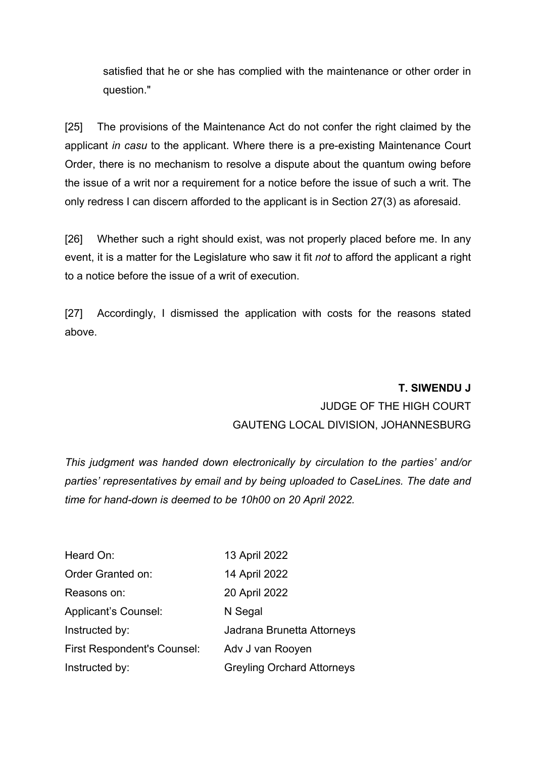satisfied that he or she has complied with the maintenance or other order in question."

[25] The provisions of the Maintenance Act do not confer the right claimed by the applicant *in casu* to the applicant. Where there is a pre-existing Maintenance Court Order, there is no mechanism to resolve a dispute about the quantum owing before the issue of a writ nor a requirement for a notice before the issue of such a writ. The only redress I can discern afforded to the applicant is in Section 27(3) as aforesaid.

[26] Whether such a right should exist, was not properly placed before me. In any event, it is a matter for the Legislature who saw it fit *not* to afford the applicant a right to a notice before the issue of a writ of execution.

[27] Accordingly, I dismissed the application with costs for the reasons stated above.

**T. SIWENDU J**

JUDGE OF THE HIGH COURT

GAUTENG LOCAL DIVISION, JOHANNESBURG

*This judgment was handed down electronically by circulation to the parties' and/or parties' representatives by email and by being uploaded to CaseLines. The date and time for hand-down is deemed to be 10h00 on 20 April 2022.*

| | |
|---|---|
| Heard On: | 13 April 2022 |
| Order Granted on: | 14 April 2022 |
| Reasons on: | 20 April 2022 |
| Applicant's Counsel: | N Segal |
| Instructed by: | Jadrana Brunetta Attorneys |
| First Respondent's Counsel: | Adv J van Rooyen |
| Instructed by: | Greyling Orchard Attorneys |